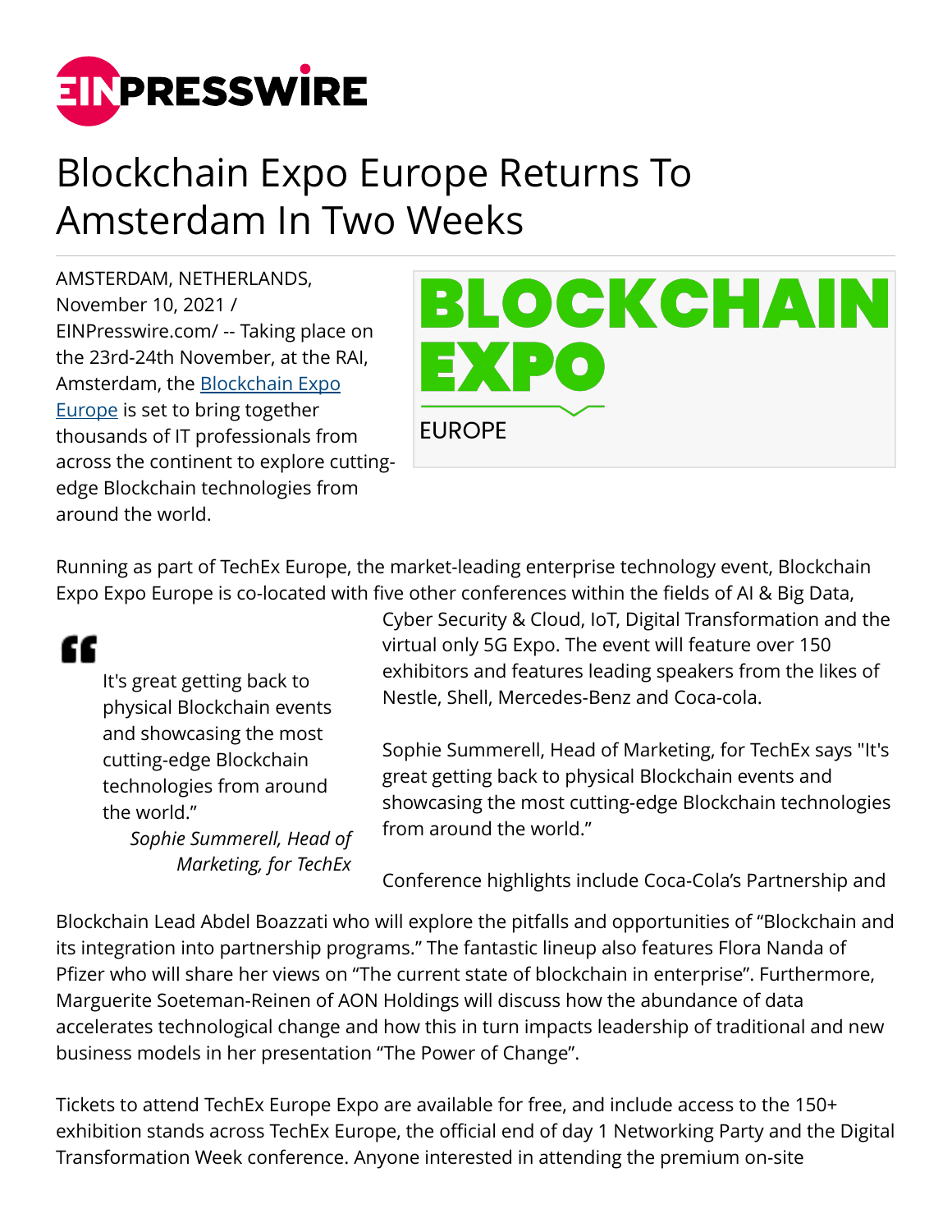# Blockchain Expo Europe Returns To Amsterdam In Two Weeks

AMSTERDAM, NETHERLANDS, November 10, 2021 / EINPresswire.com/ -- Taking place on the 23rd-24th November, at the RAI, Amsterdam, the [Blockchain Expo Europe]() is set to bring together thousands of IT professionals from across the continent to explore cutting-edge Blockchain technologies from around the world.

Running as part of TechEx Europe, the market-leading enterprise technology event, Blockchain Expo Expo Europe is co-located with five other conferences within the fields of AI & Big Data, Cyber Security & Cloud, IoT, Digital Transformation and the virtual only 5G Expo. The event will feature over 150 exhibitors and features leading speakers from the likes of Nestle, Shell, Mercedes-Benz and Coca-cola.

> It's great getting back to physical Blockchain events and showcasing the most cutting-edge Blockchain technologies from around the world."
>
> *Sophie Summerell, Head of Marketing, for TechEx*

Sophie Summerell, Head of Marketing, for TechEx says "It's great getting back to physical Blockchain events and showcasing the most cutting-edge Blockchain technologies from around the world."

Conference highlights include Coca-Cola's Partnership and Blockchain Lead Abdel Boazzati who will explore the pitfalls and opportunities of "Blockchain and its integration into partnership programs." The fantastic lineup also features Flora Nanda of Pfizer who will share her views on "The current state of blockchain in enterprise". Furthermore, Marguerite Soeteman-Reinen of AON Holdings will discuss how the abundance of data accelerates technological change and how this in turn impacts leadership of traditional and new business models in her presentation "The Power of Change".

Tickets to attend TechEx Europe Expo are available for free, and include access to the 150+ exhibition stands across TechEx Europe, the official end of day 1 Networking Party and the Digital Transformation Week conference. Anyone interested in attending the premium on-site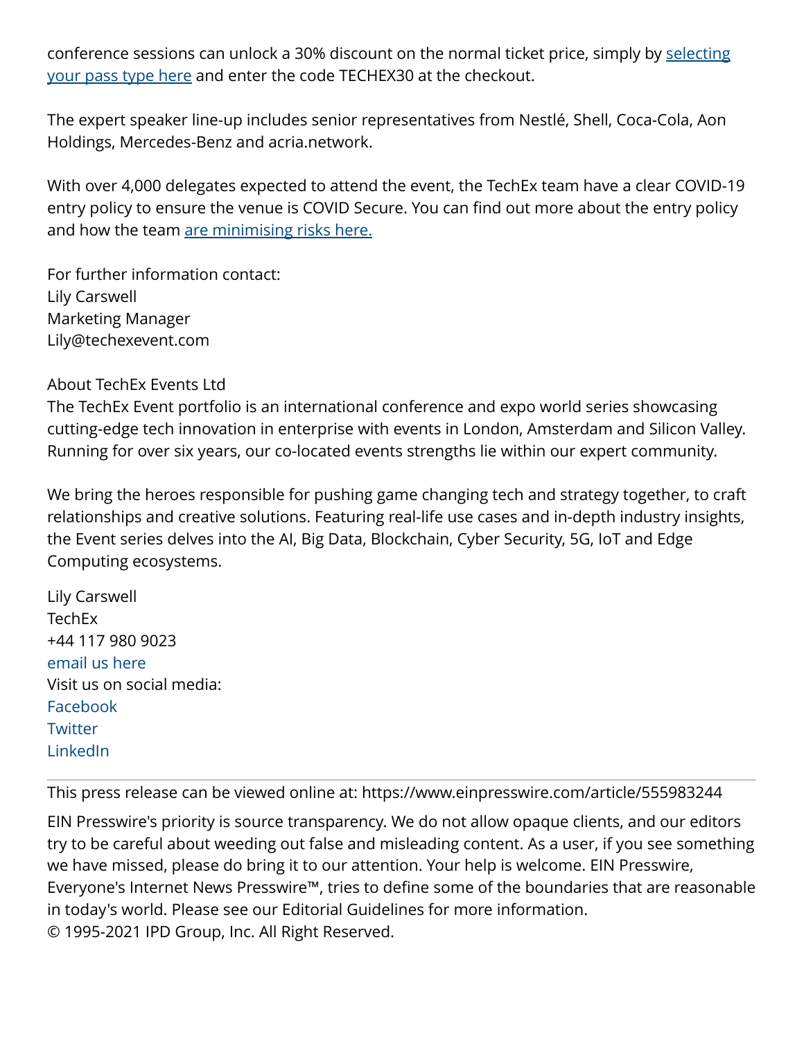conference sessions can unlock a 30% discount on the normal ticket price, simply by selecting your pass type here and enter the code TECHEX30 at the checkout.

The expert speaker line-up includes senior representatives from Nestlé, Shell, Coca-Cola, Aon Holdings, Mercedes-Benz and acria.network.

With over 4,000 delegates expected to attend the event, the TechEx team have a clear COVID-19 entry policy to ensure the venue is COVID Secure. You can find out more about the entry policy and how the team are minimising risks here.

For further information contact:
Lily Carswell
Marketing Manager
Lily@techexevent.com

About TechEx Events Ltd
The TechEx Event portfolio is an international conference and expo world series showcasing cutting-edge tech innovation in enterprise with events in London, Amsterdam and Silicon Valley. Running for over six years, our co-located events strengths lie within our expert community.

We bring the heroes responsible for pushing game changing tech and strategy together, to craft relationships and creative solutions. Featuring real-life use cases and in-depth industry insights, the Event series delves into the AI, Big Data, Blockchain, Cyber Security, 5G, IoT and Edge Computing ecosystems.

Lily Carswell
TechEx
+44 117 980 9023
email us here
Visit us on social media:
Facebook
Twitter
LinkedIn

---

This press release can be viewed online at: https://www.einpresswire.com/article/555983244

EIN Presswire's priority is source transparency. We do not allow opaque clients, and our editors try to be careful about weeding out false and misleading content. As a user, if you see something we have missed, please do bring it to our attention. Your help is welcome. EIN Presswire, Everyone's Internet News Presswire™, tries to define some of the boundaries that are reasonable in today's world. Please see our Editorial Guidelines for more information.
© 1995-2021 IPD Group, Inc. All Right Reserved.